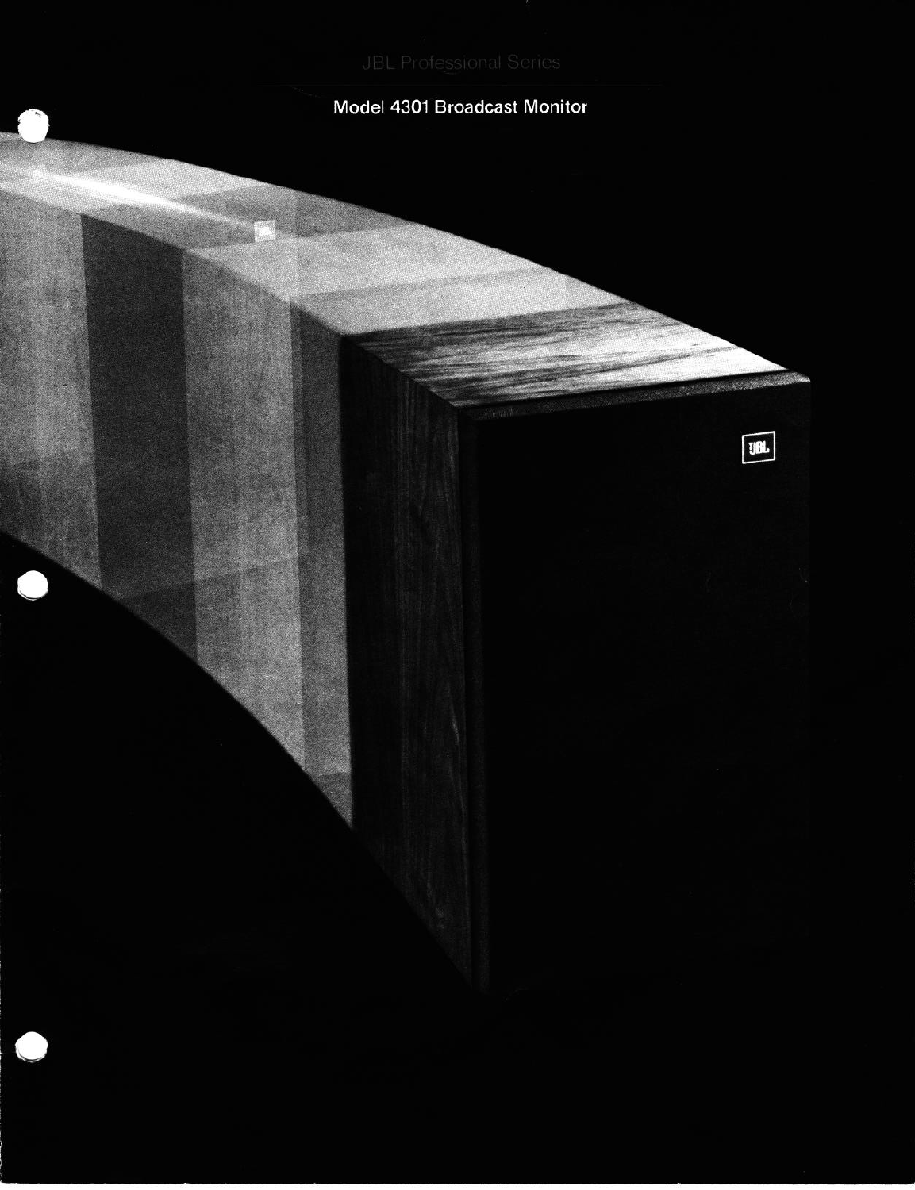JBL Professional Series

# Model 4301 Broadcast Monitor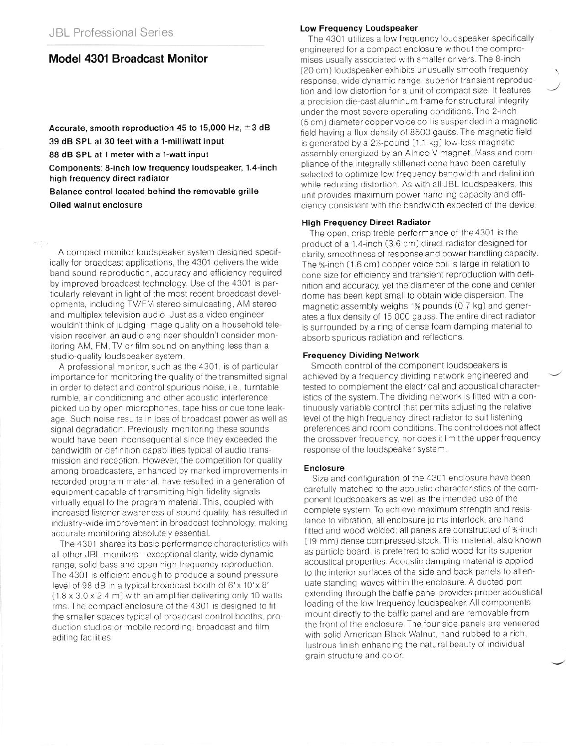JBL Professional Series

# Model 4301 Broadcast Monitor

**Accurate, smooth reproduction 45 to 15,000 Hz, ±3 dB**

**39 dB SPL at 30 feet with a 1-milliwatt input**

**88 dB SPL at 1 meter with a 1-watt input**

**Components: 8-inch low frequency loudspeaker, 1.4-inch high frequency direct radiator**

**Balance control located behind the removable grille**

**Oiled walnut enclosure**

A compact monitor loudspeaker system designed specifically for broadcast applications, the 4301 delivers the wide band sound reproduction, accuracy and efficiency required by improved broadcast technology. Use of the 4301 is particularly relevant in light of the most recent broadcast developments, including TV/FM stereo simulcasting, AM stereo and multiplex television audio. Just as a video engineer wouldn't think of judging image quality on a household television receiver, an audio engineer shouldn't consider monitoring AM, FM, TV or film sound on anything less than a studio-quality loudspeaker system.

A professional monitor, such as the 4301, is of particular importance for monitoring the quality of the transmitted signal in order to detect and control spurious noise, i.e., turntable rumble, air conditioning and other acoustic interference picked up by open microphones, tape hiss or cue tone leakage. Such noise results in loss of broadcast power as well as signal degradation. Previously, monitoring these sounds would have been inconsequential since they exceeded the bandwidth or definition capabilities typical of audio transmission and reception. However, the competition for quality among broadcasters, enhanced by marked improvements in recorded program material, have resulted in a generation of equipment capable of transmitting high fidelity signals virtually equal to the program material. This, coupled with increased listener awareness of sound quality, has resulted in industry-wide improvement in broadcast technology, making accurate monitoring absolutely essential.

The 4301 shares its basic performance characteristics with all other JBL monitors – exceptional clarity, wide dynamic range, solid bass and open high frequency reproduction. The 4301 is efficient enough to produce a sound pressure level of 98 dB in a typical broadcast booth of 6' x 10' x 8' (1.8 x 3.0 x 2.4 m) with an amplifier delivering only 10 watts rms. The compact enclosure of the 4301 is designed to fit the smaller spaces typical of broadcast control booths, production studios or mobile recording, broadcast and film editing facilities.

### Low Frequency Loudspeaker

The 4301 utilizes a low frequency loudspeaker specifically engineered for a compact enclosure without the compromises usually associated with smaller drivers. The 8-inch (20 cm) loudspeaker exhibits unusually smooth frequency response, wide dynamic range, superior transient reproduction and low distortion for a unit of compact size. It features a precision die-cast aluminum frame for structural integrity under the most severe operating conditions. The 2-inch (5 cm) diameter copper voice coil is suspended in a magnetic field having a flux density of 8500 gauss. The magnetic field is generated by a 2½-pound (1.1 kg) low-loss magnetic assembly energized by an Alnico V magnet. Mass and compliance of the integrally stiffened cone have been carefully selected to optimize low frequency bandwidth and definition while reducing distortion. As with all JBL loudspeakers, this unit provides maximum power handling capacity and efficiency consistent with the bandwidth expected of the device.

### High Frequency Direct Radiator

The open, crisp treble performance of the 4301 is the product of a 1.4-inch (3.6 cm) direct radiator designed for clarity, smoothness of response and power handling capacity. The ⅝-inch (1.6 cm) copper voice coil is large in relation to cone size for efficiency and transient reproduction with definition and accuracy, yet the diameter of the cone and center dome has been kept small to obtain wide dispersion. The magnetic assembly weighs 1⅝ pounds (0.7 kg) and generates a flux density of 15,000 gauss. The entire direct radiator is surrounded by a ring of dense foam damping material to absorb spurious radiation and reflections.

### Frequency Dividing Network

Smooth control of the component loudspeakers is achieved by a frequency dividing network engineered and tested to complement the electrical and acoustical characteristics of the system. The dividing network is fitted with a continuously variable control that permits adjusting the relative level of the high frequency direct radiator to suit listening preferences and room conditions. The control does not affect the crossover frequency, nor does it limit the upper frequency response of the loudspeaker system.

### Enclosure

Size and configuration of the 4301 enclosure have been carefully matched to the acoustic characteristics of the component loudspeakers as well as the intended use of the complete system. To achieve maximum strength and resistance to vibration, all enclosure joints interlock, are hand fitted and wood welded: all panels are constructed of ¾-inch (19 mm) dense compressed stock. This material, also known as particle board, is preferred to solid wood for its superior acoustical properties. Acoustic damping material is applied to the interior surfaces of the side and back panels to attenuate standing waves within the enclosure. A ducted port extending through the baffle panel provides proper acoustical loading of the low frequency loudspeaker. All components mount directly to the baffle panel and are removable from the front of the enclosure. The four side panels are veneered with solid American Black Walnut, hand rubbed to a rich, lustrous finish enhancing the natural beauty of individual grain structure and color.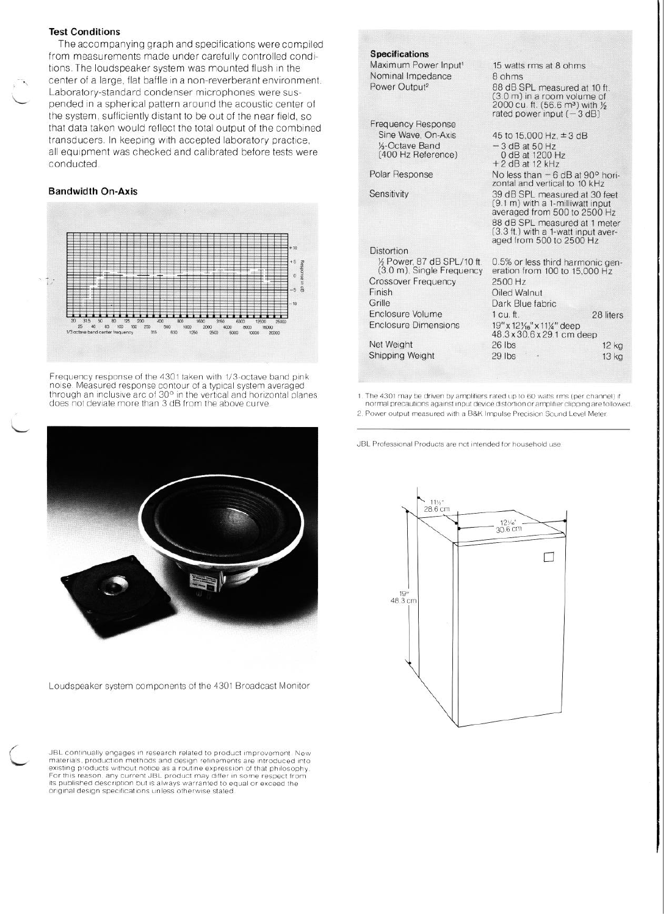### Test Conditions

The accompanying graph and specifications were compiled from measurements made under carefully controlled conditions. The loudspeaker system was mounted flush in the center of a large, flat baffle in a non-reverberant environment. Laboratory-standard condenser microphones were suspended in a spherical pattern around the acoustic center of the system, sufficiently distant to be out of the near field, so that data taken would reflect the total output of the combined transducers. In keeping with accepted laboratory practice, all equipment was checked and calibrated before tests were conducted.

### Bandwidth On-Axis

+10
+5
0
−5
−10
Response in dB

20 31.5 50 80 125 200 400 800 1600 3150 6300 12500 25000
25 40 63 100 160 250 500 1000 2000 4000 8000 16000
1/3 octave band center frequency 315 630 1250 2500 5000 10000 20000

Frequency response of the 4301 taken with 1/3-octave band pink noise. Measured response contour of a typical system averaged through an inclusive arc of 30° in the vertical and horizontal planes does not deviate more than 3 dB from the above curve.

Loudspeaker system components of the 4301 Broadcast Monitor

JBL continually engages in research related to product improvement. New materials, production methods and design refinements are introduced into existing products without notice as a routine expression of that philosophy. For this reason, any current JBL product may differ in some respect from its published description but is always warranted to equal or exceed the original design specifications unless otherwise stated.

### Specifications

| | |
|---|---|
| Maximum Power Input[1] | 15 watts rms at 8 ohms |
| Nominal Impedance | 8 ohms |
| Power Output[2] | 88 dB SPL measured at 10 ft. (3.0 m) in a room volume of 2000 cu. ft. (56.6 m³) with ½ rated power input (−3 dB) |
| Frequency Response | |
| Sine Wave, On-Axis | 45 to 15,000 Hz, ±3 dB |
| ⅓-Octave Band (400 Hz Reference) | −3 dB at 50 Hz<br>0 dB at 1200 Hz<br>+2 dB at 12 kHz |
| Polar Response | No less than −6 dB at 90° horizontal and vertical to 10 kHz |
| Sensitivity | 39 dB SPL measured at 30 feet (9.1 m) with a 1-milliwatt input averaged from 500 to 2500 Hz<br>88 dB SPL measured at 1 meter (3.3 ft.) with a 1-watt input averaged from 500 to 2500 Hz |
| Distortion | |
| ½ Power, 87 dB SPL/10 ft. (3.0 m), Single Frequency | 0.5% or less third harmonic generation from 100 to 15,000 Hz |
| Crossover Frequency | 2500 Hz |
| Finish | Oiled Walnut |
| Grille | Dark Blue fabric |
| Enclosure Volume | 1 cu. ft. 28 liters |
| Enclosure Dimensions | 19" x 12¹⁄₁₆" x 11¼" deep<br>48.3 x 30.6 x 29.1 cm deep |
| Net Weight | 26 lbs 12 kg |
| Shipping Weight | 29 lbs 13 kg |

1. The 4301 may be driven by amplifiers rated up to 60 watts rms (per channel) if normal precautions against input device distortion or amplifier clipping are followed.
2. Power output measured with a B&K Impulse Precision Sound Level Meter.

JBL Professional Products are not intended for household use.

11¼"
28.6 cm

12¹⁄₁₆"
30.6 cm

19"
48.3 cm